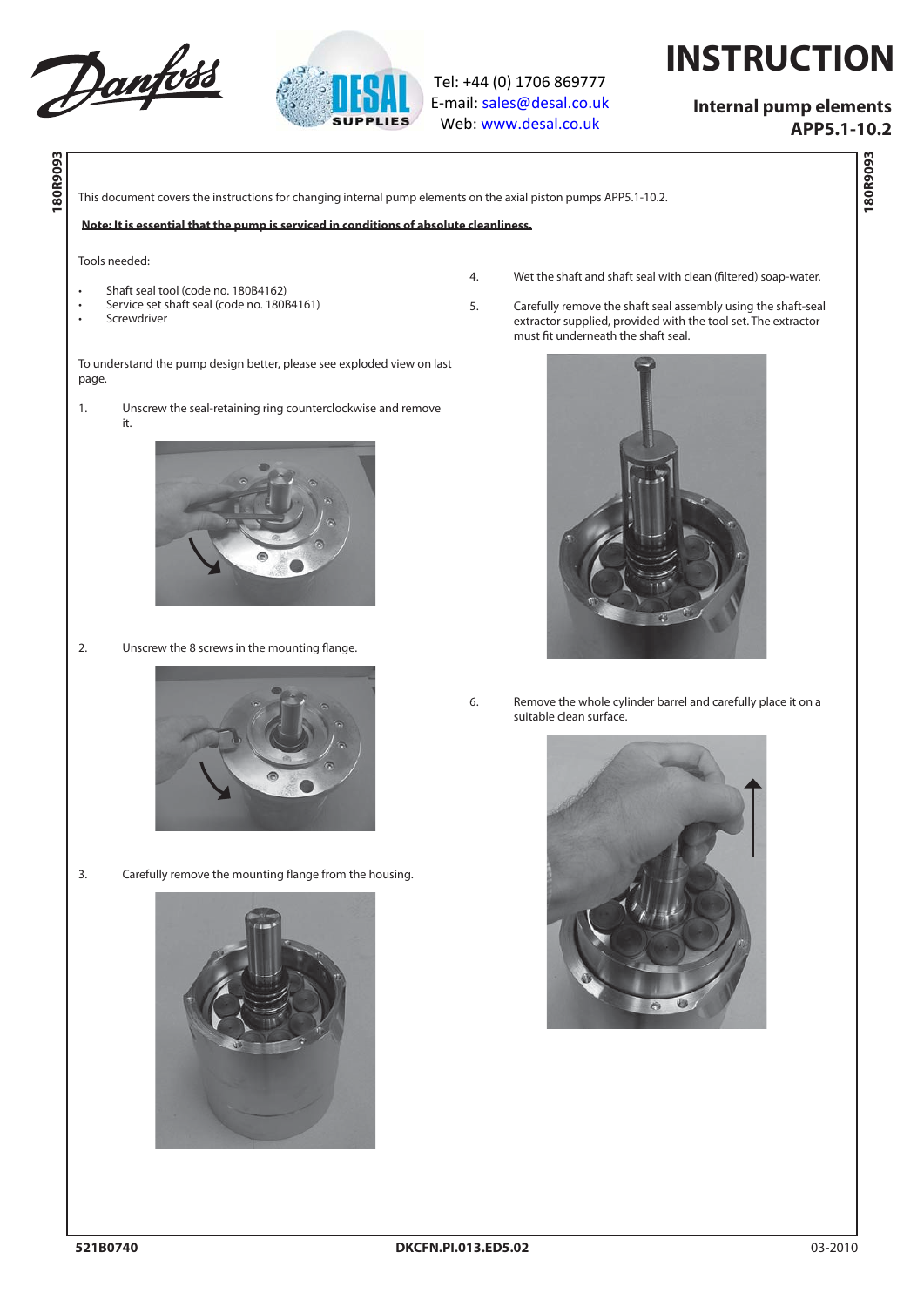# INSTRUCTION

**Internal pump elements APP5.1-10.2**

Tel: +44 (0) 1706 869777
E-mail: sales@desal.co.uk
Web: www.desal.co.uk

This document covers the instructions for changing internal pump elements on the axial piston pumps APP5.1-10.2.

**Note: It is essential that the pump is serviced in conditions of absolute cleanliness.**

Tools needed:

- Shaft seal tool (code no. 180B4162)
- Service set shaft seal (code no. 180B4161)
- Screwdriver

To understand the pump design better, please see exploded view on last page.

1. Unscrew the seal-retaining ring counterclockwise and remove it.

2. Unscrew the 8 screws in the mounting flange.

3. Carefully remove the mounting flange from the housing.

4. Wet the shaft and shaft seal with clean (filtered) soap-water.

5. Carefully remove the shaft seal assembly using the shaft-seal extractor supplied, provided with the tool set. The extractor must fit underneath the shaft seal.

6. Remove the whole cylinder barrel and carefully place it on a suitable clean surface.

521B0740 DKCFN.PI.013.ED5.02 03-2010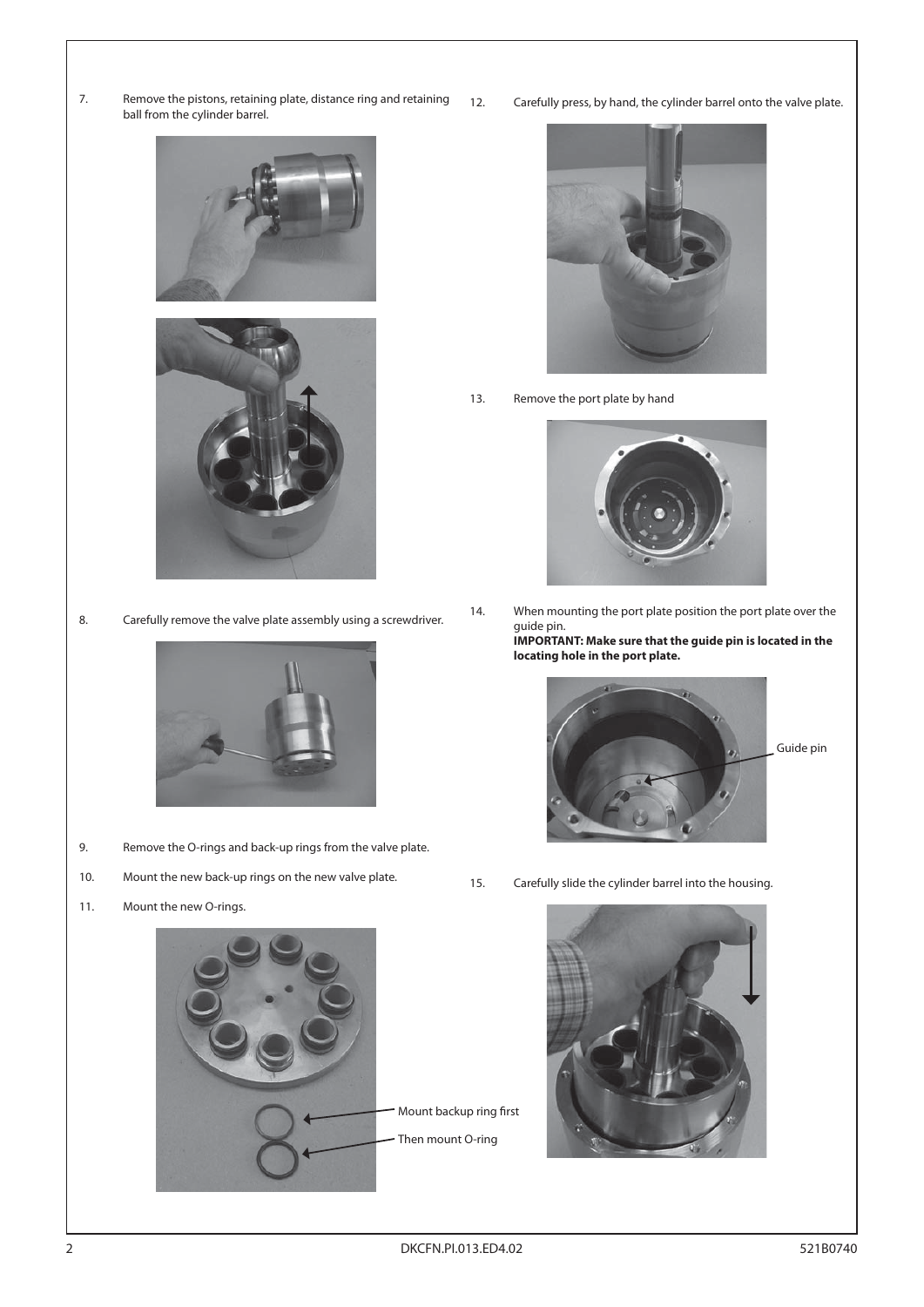7. Remove the pistons, retaining plate, distance ring and retaining ball from the cylinder barrel.

8. Carefully remove the valve plate assembly using a screwdriver.

9. Remove the O-rings and back-up rings from the valve plate.

10. Mount the new back-up rings on the new valve plate.

11. Mount the new O-rings.

Mount backup ring first

Then mount O-ring

12. Carefully press, by hand, the cylinder barrel onto the valve plate.

13. Remove the port plate by hand

14. When mounting the port plate position the port plate over the guide pin.
**IMPORTANT: Make sure that the guide pin is located in the locating hole in the port plate.**

Guide pin

15. Carefully slide the cylinder barrel into the housing.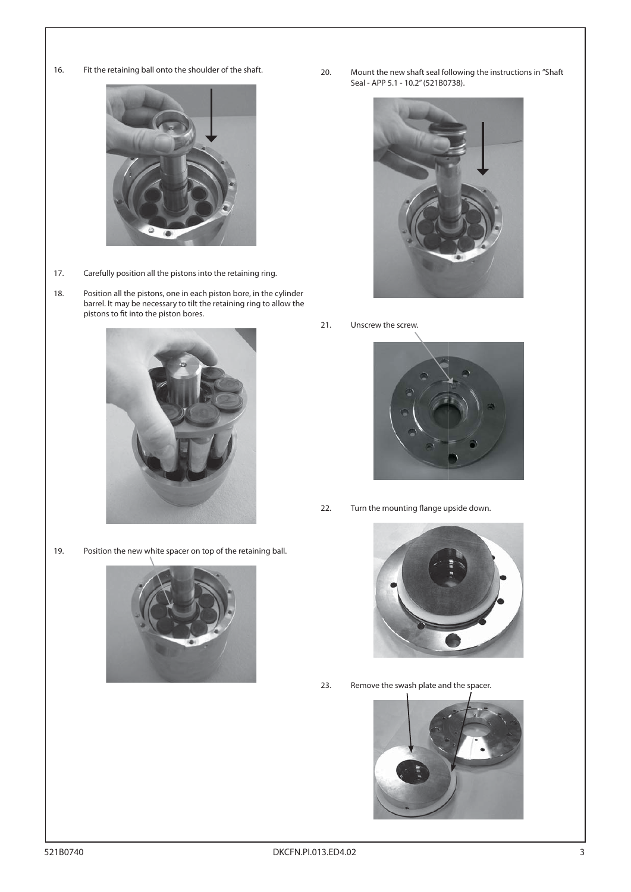16. Fit the retaining ball onto the shoulder of the shaft.

17. Carefully position all the pistons into the retaining ring.

18. Position all the pistons, one in each piston bore, in the cylinder barrel. It may be necessary to tilt the retaining ring to allow the pistons to fit into the piston bores.

19. Position the new white spacer on top of the retaining ball.

20. Mount the new shaft seal following the instructions in "Shaft Seal - APP 5.1 - 10.2" (521B0738).

21. Unscrew the screw.

22. Turn the mounting flange upside down.

23. Remove the swash plate and the spacer.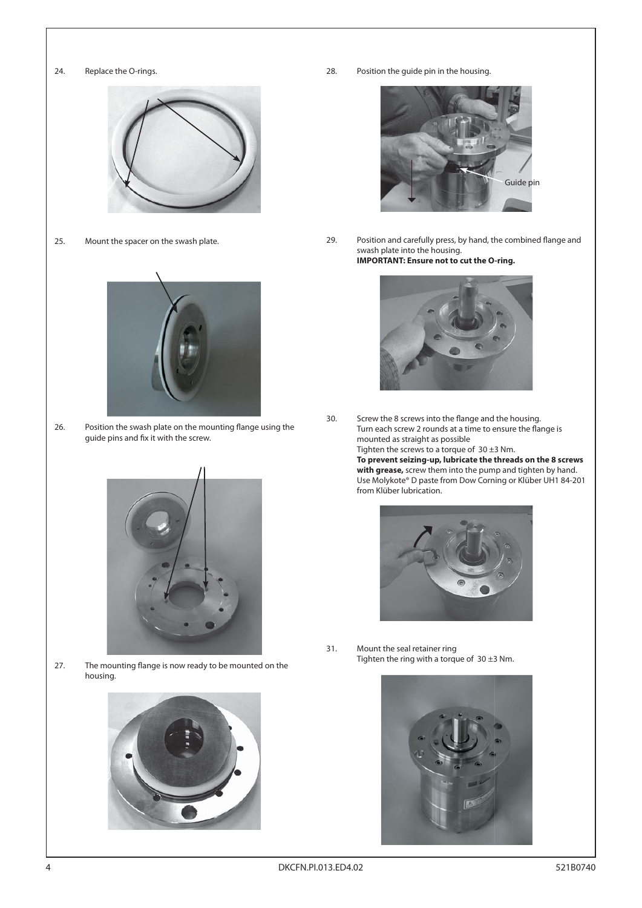24. Replace the O-rings.

25. Mount the spacer on the swash plate.

26. Position the swash plate on the mounting flange using the guide pins and fix it with the screw.

27. The mounting flange is now ready to be mounted on the housing.

28. Position the guide pin in the housing.

Guide pin

29. Position and carefully press, by hand, the combined flange and swash plate into the housing.
**IMPORTANT: Ensure not to cut the O-ring.**

30. Screw the 8 screws into the flange and the housing.
Turn each screw 2 rounds at a time to ensure the flange is mounted as straight as possible
Tighten the screws to a torque of 30 ±3 Nm.
**To prevent seizing-up, lubricate the threads on the 8 screws with grease,** screw them into the pump and tighten by hand.
Use Molykote® D paste from Dow Corning or Klüber UH1 84-201 from Klüber lubrication.

31. Mount the seal retainer ring
Tighten the ring with a torque of 30 ±3 Nm.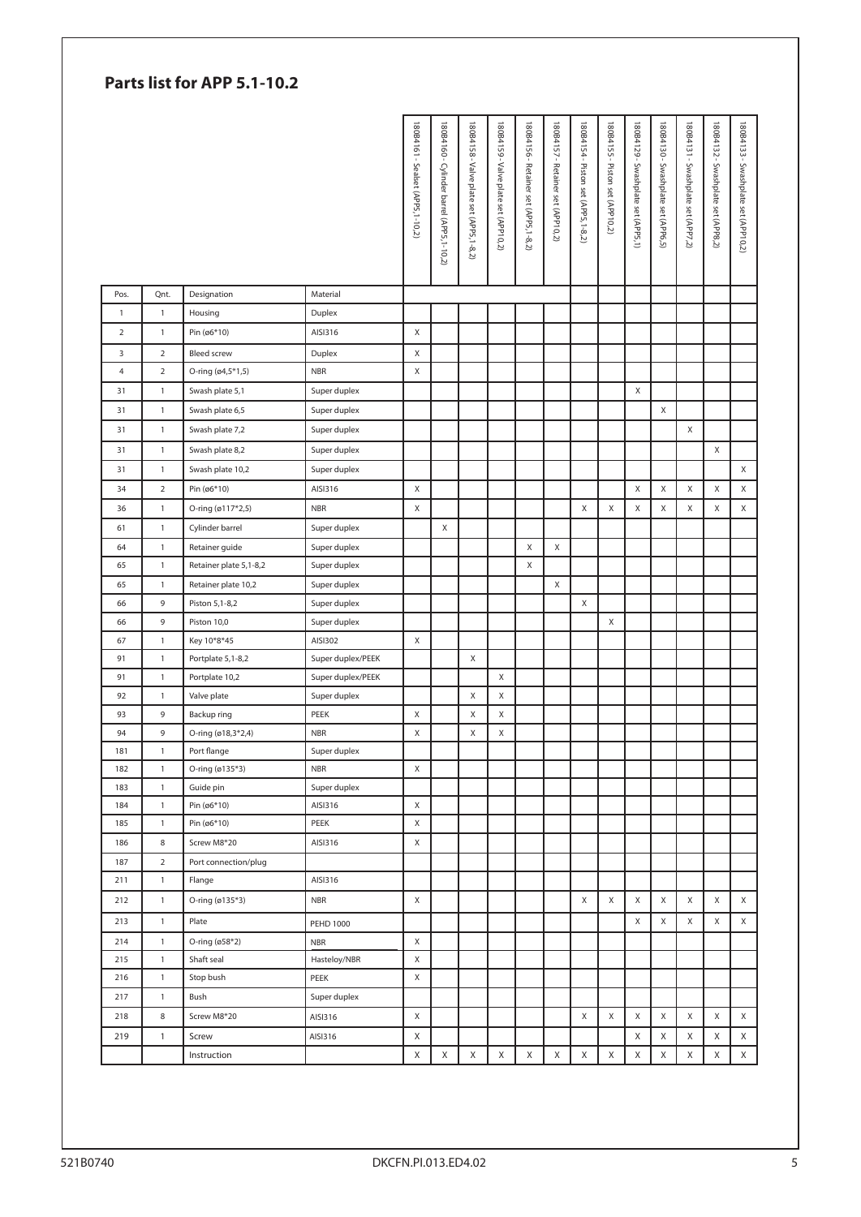## Parts list for APP 5.1-10.2

| Pos. | Qnt. | Designation | Material | 180B4161 - Sealset (APP5,1-10,2) | 180B4160 - Cylinder barrel (APP5,1-10,2) | 180B4158 - Valve plate set (APP5,1-8,2) | 180B4159 - Valve plate set (APP10,2) | 180B4156 - Retainer set (APP5,1-8,2) | 180B4157 - Retainer set (APP10,2) | 180B4154 - Piston set (APP5,1-8,2) | 180B4155 - Piston set (APP10,2) | 180B4129 - Swashplate set (APP5,1) | 180B4130 - Swashplate set (APP6,5) | 180B4131 - Swashplate set (APP7,2) | 180B4132 - Swashplate set (APP8,2) | 180B4133 - Swashplate set (APP10,2) |
|---|---|---|---|---|---|---|---|---|---|---|---|---|---|---|---|---|
| 1 | 1 | Housing | Duplex | | | | | | | | | | | | | |
| 2 | 1 | Pin (ø6*10) | AISI316 | X | | | | | | | | | | | | |
| 3 | 2 | Bleed screw | Duplex | X | | | | | | | | | | | | |
| 4 | 2 | O-ring (ø4,5*1,5) | NBR | X | | | | | | | | | | | | |
| 31 | 1 | Swash plate 5,1 | Super duplex | | | | | | | | | X | | | | |
| 31 | 1 | Swash plate 6,5 | Super duplex | | | | | | | | | | X | | | |
| 31 | 1 | Swash plate 7,2 | Super duplex | | | | | | | | | | | X | | |
| 31 | 1 | Swash plate 8,2 | Super duplex | | | | | | | | | | | | X | |
| 31 | 1 | Swash plate 10,2 | Super duplex | | | | | | | | | | | | | X |
| 34 | 2 | Pin (ø6*10) | AISI316 | X | | | | | | | | X | X | X | X | X |
| 36 | 1 | O-ring (ø117*2,5) | NBR | X | | | | | | X | X | X | X | X | X | X |
| 61 | 1 | Cylinder barrel | Super duplex | | X | | | | | | | | | | | |
| 64 | 1 | Retainer guide | Super duplex | | | | | X | X | | | | | | | |
| 65 | 1 | Retainer plate 5,1-8,2 | Super duplex | | | | | X | | | | | | | | |
| 65 | 1 | Retainer plate 10,2 | Super duplex | | | | | | X | | | | | | | |
| 66 | 9 | Piston 5,1-8,2 | Super duplex | | | | | | | X | | | | | | |
| 66 | 9 | Piston 10,0 | Super duplex | | | | | | | | X | | | | | |
| 67 | 1 | Key 10*8*45 | AISI302 | X | | | | | | | | | | | | |
| 91 | 1 | Portplate 5,1-8,2 | Super duplex/PEEK | | | X | | | | | | | | | | |
| 91 | 1 | Portplate 10,2 | Super duplex/PEEK | | | | X | | | | | | | | | |
| 92 | 1 | Valve plate | Super duplex | | | X | X | | | | | | | | | |
| 93 | 9 | Backup ring | PEEK | X | | X | X | | | | | | | | | |
| 94 | 9 | O-ring (ø18,3*2,4) | NBR | X | | X | X | | | | | | | | | |
| 181 | 1 | Port flange | Super duplex | | | | | | | | | | | | | |
| 182 | 1 | O-ring (ø135*3) | NBR | X | | | | | | | | | | | | |
| 183 | 1 | Guide pin | Super duplex | | | | | | | | | | | | | |
| 184 | 1 | Pin (ø6*10) | AISI316 | X | | | | | | | | | | | | |
| 185 | 1 | Pin (ø6*10) | PEEK | X | | | | | | | | | | | | |
| 186 | 8 | Screw M8*20 | AISI316 | X | | | | | | | | | | | | |
| 187 | 2 | Port connection/plug | | | | | | | | | | | | | | |
| 211 | 1 | Flange | AISI316 | | | | | | | | | | | | | |
| 212 | 1 | O-ring (ø135*3) | NBR | X | | | | | | X | X | X | X | X | X | X |
| 213 | 1 | Plate | PEHD 1000 | | | | | | | | | X | X | X | X | X |
| 214 | 1 | O-ring (ø58*2) | NBR | X | | | | | | | | | | | | |
| 215 | 1 | Shaft seal | Hasteloy/NBR | X | | | | | | | | | | | | |
| 216 | 1 | Stop bush | PEEK | X | | | | | | | | | | | | |
| 217 | 1 | Bush | Super duplex | | | | | | | | | | | | | |
| 218 | 8 | Screw M8*20 | AISI316 | X | | | | | | X | X | X | X | X | X | X |
| 219 | 1 | Screw | AISI316 | X | | | | | | | | X | X | X | X | X |
| | | Instruction | | X | X | X | X | X | X | X | X | X | X | X | X | X |

521B0740 DKCFN.PI.013.ED4.02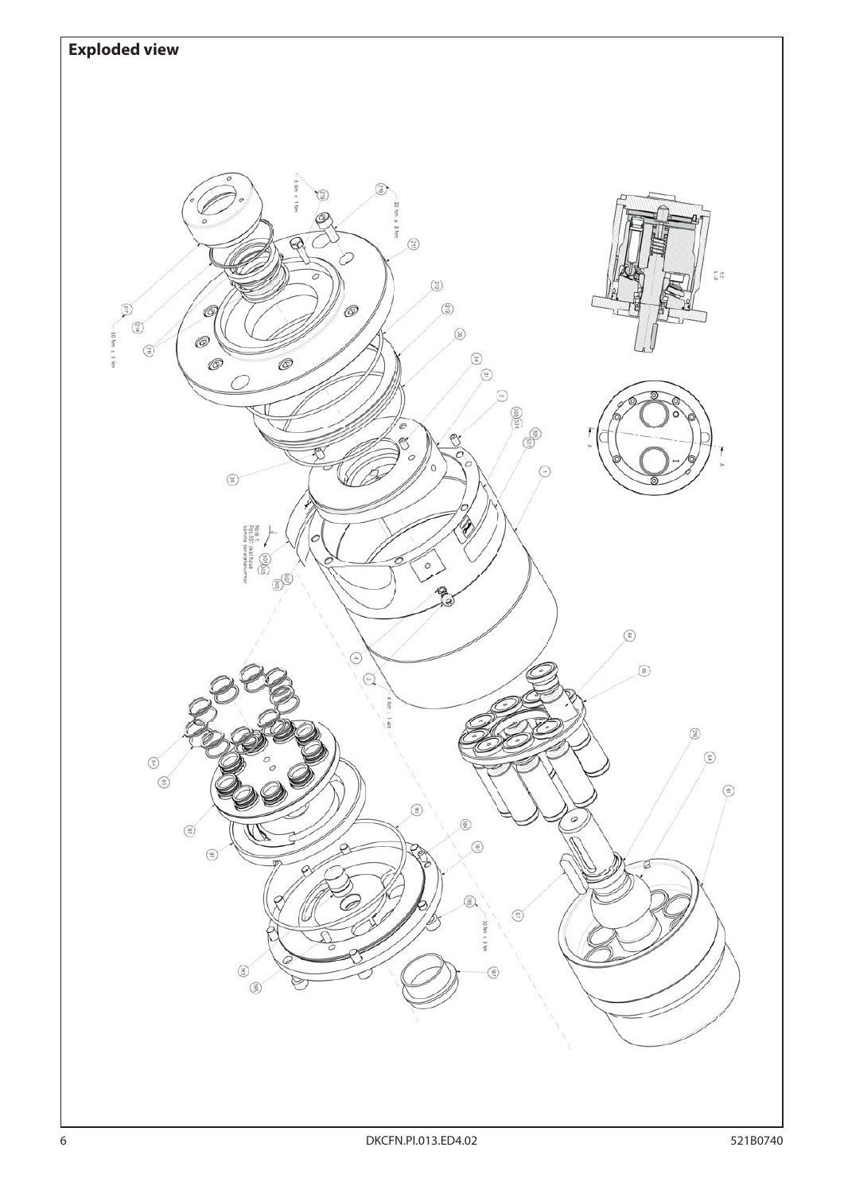# Exploded view